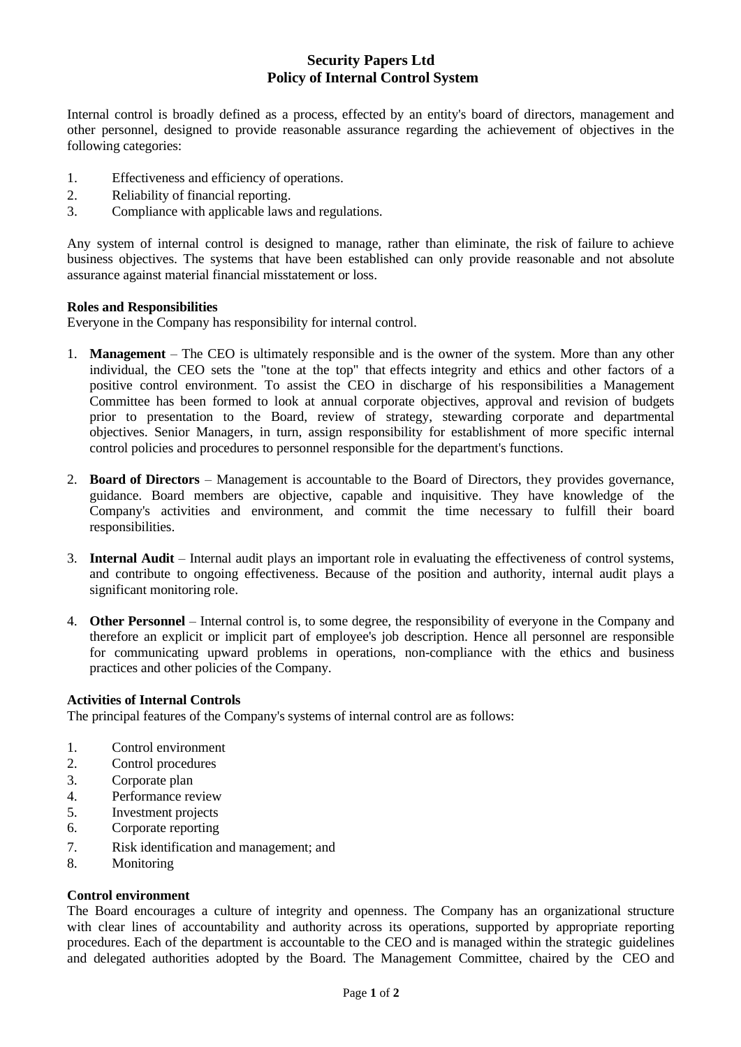# Security Papers Ltd
# Policy of Internal Control System

Internal control is broadly defined as a process, effected by an entity's board of directors, management and other personnel, designed to provide reasonable assurance regarding the achievement of objectives in the following categories:

1. Effectiveness and efficiency of operations.
2. Reliability of financial reporting.
3. Compliance with applicable laws and regulations.

Any system of internal control is designed to manage, rather than eliminate, the risk of failure to achieve business objectives. The systems that have been established can only provide reasonable and not absolute assurance against material financial misstatement or loss.

**Roles and Responsibilities**
Everyone in the Company has responsibility for internal control.

1. **Management** – The CEO is ultimately responsible and is the owner of the system. More than any other individual, the CEO sets the "tone at the top" that effects integrity and ethics and other factors of a positive control environment. To assist the CEO in discharge of his responsibilities a Management Committee has been formed to look at annual corporate objectives, approval and revision of budgets prior to presentation to the Board, review of strategy, stewarding corporate and departmental objectives. Senior Managers, in turn, assign responsibility for establishment of more specific internal control policies and procedures to personnel responsible for the department's functions.

2. **Board of Directors** – Management is accountable to the Board of Directors, they provides governance, guidance. Board members are objective, capable and inquisitive. They have knowledge of the Company's activities and environment, and commit the time necessary to fulfill their board responsibilities.

3. **Internal Audit** – Internal audit plays an important role in evaluating the effectiveness of control systems, and contribute to ongoing effectiveness. Because of the position and authority, internal audit plays a significant monitoring role.

4. **Other Personnel** – Internal control is, to some degree, the responsibility of everyone in the Company and therefore an explicit or implicit part of employee's job description. Hence all personnel are responsible for communicating upward problems in operations, non-compliance with the ethics and business practices and other policies of the Company.

**Activities of Internal Controls**
The principal features of the Company's systems of internal control are as follows:

1. Control environment
2. Control procedures
3. Corporate plan
4. Performance review
5. Investment projects
6. Corporate reporting
7. Risk identification and management; and
8. Monitoring

**Control environment**
The Board encourages a culture of integrity and openness. The Company has an organizational structure with clear lines of accountability and authority across its operations, supported by appropriate reporting procedures. Each of the department is accountable to the CEO and is managed within the strategic guidelines and delegated authorities adopted by the Board. The Management Committee, chaired by the CEO and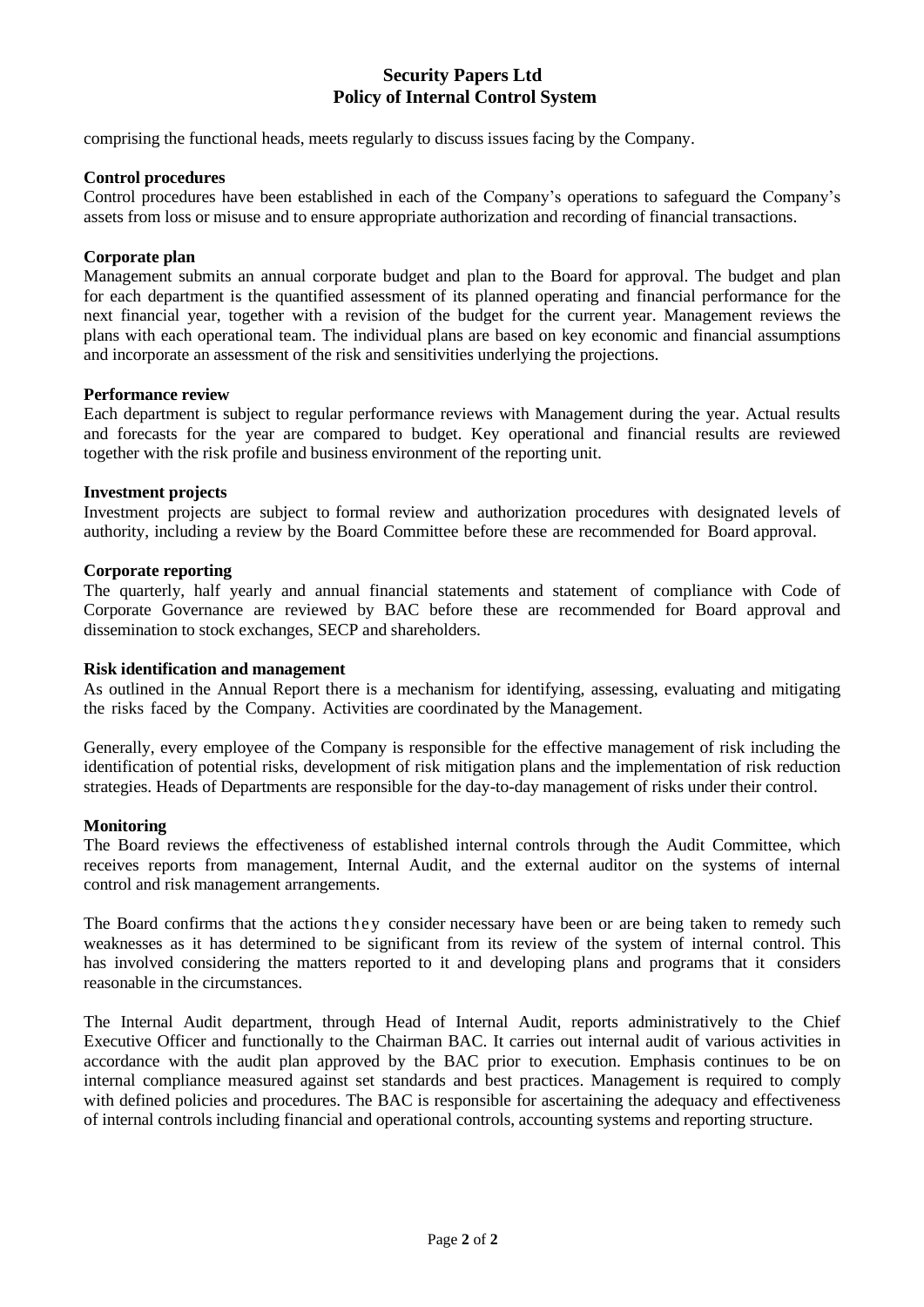comprising the functional heads, meets regularly to discuss issues facing by the Company.

**Control procedures**

Control procedures have been established in each of the Company's operations to safeguard the Company's assets from loss or misuse and to ensure appropriate authorization and recording of financial transactions.

**Corporate plan**

Management submits an annual corporate budget and plan to the Board for approval. The budget and plan for each department is the quantified assessment of its planned operating and financial performance for the next financial year, together with a revision of the budget for the current year. Management reviews the plans with each operational team. The individual plans are based on key economic and financial assumptions and incorporate an assessment of the risk and sensitivities underlying the projections.

**Performance review**

Each department is subject to regular performance reviews with Management during the year. Actual results and forecasts for the year are compared to budget. Key operational and financial results are reviewed together with the risk profile and business environment of the reporting unit.

**Investment projects**

Investment projects are subject to formal review and authorization procedures with designated levels of authority, including a review by the Board Committee before these are recommended for Board approval.

**Corporate reporting**

The quarterly, half yearly and annual financial statements and statement of compliance with Code of Corporate Governance are reviewed by BAC before these are recommended for Board approval and dissemination to stock exchanges, SECP and shareholders.

**Risk identification and management**

As outlined in the Annual Report there is a mechanism for identifying, assessing, evaluating and mitigating the risks faced by the Company. Activities are coordinated by the Management.

Generally, every employee of the Company is responsible for the effective management of risk including the identification of potential risks, development of risk mitigation plans and the implementation of risk reduction strategies. Heads of Departments are responsible for the day-to-day management of risks under their control.

**Monitoring**

The Board reviews the effectiveness of established internal controls through the Audit Committee, which receives reports from management, Internal Audit, and the external auditor on the systems of internal control and risk management arrangements.

The Board confirms that the actions they consider necessary have been or are being taken to remedy such weaknesses as it has determined to be significant from its review of the system of internal control. This has involved considering the matters reported to it and developing plans and programs that it considers reasonable in the circumstances.

The Internal Audit department, through Head of Internal Audit, reports administratively to the Chief Executive Officer and functionally to the Chairman BAC. It carries out internal audit of various activities in accordance with the audit plan approved by the BAC prior to execution. Emphasis continues to be on internal compliance measured against set standards and best practices. Management is required to comply with defined policies and procedures. The BAC is responsible for ascertaining the adequacy and effectiveness of internal controls including financial and operational controls, accounting systems and reporting structure.